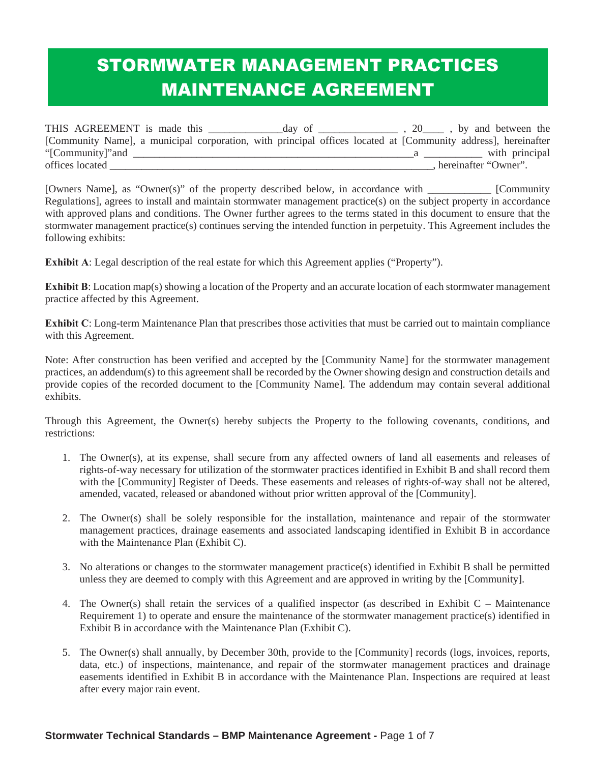# STORMWATER MANAGEMENT PRACTICES MAINTENANCE AGREEMENT

THIS AGREEMENT is made this _____________day of ______________ , 20____ , by and between the [Community Name], a municipal corporation, with principal offices located at [Community address], hereinafter "[Community]"and _______________________________________________________a __________ with principal offices located ______________________________________________________________, hereinafter "Owner".

[Owners Name], as "Owner(s)" of the property described below, in accordance with ___________ [Community Regulations], agrees to install and maintain stormwater management practice(s) on the subject property in accordance with approved plans and conditions. The Owner further agrees to the terms stated in this document to ensure that the stormwater management practice(s) continues serving the intended function in perpetuity. This Agreement includes the following exhibits:

**Exhibit A**: Legal description of the real estate for which this Agreement applies ("Property").

**Exhibit B**: Location map(s) showing a location of the Property and an accurate location of each stormwater management practice affected by this Agreement.

**Exhibit C**: Long-term Maintenance Plan that prescribes those activities that must be carried out to maintain compliance with this Agreement.

Note: After construction has been verified and accepted by the [Community Name] for the stormwater management practices, an addendum(s) to this agreement shall be recorded by the Owner showing design and construction details and provide copies of the recorded document to the [Community Name]. The addendum may contain several additional exhibits.

Through this Agreement, the Owner(s) hereby subjects the Property to the following covenants, conditions, and restrictions:

1. The Owner(s), at its expense, shall secure from any affected owners of land all easements and releases of rights-of-way necessary for utilization of the stormwater practices identified in Exhibit B and shall record them with the [Community] Register of Deeds. These easements and releases of rights-of-way shall not be altered, amended, vacated, released or abandoned without prior written approval of the [Community].

2. The Owner(s) shall be solely responsible for the installation, maintenance and repair of the stormwater management practices, drainage easements and associated landscaping identified in Exhibit B in accordance with the Maintenance Plan (Exhibit C).

3. No alterations or changes to the stormwater management practice(s) identified in Exhibit B shall be permitted unless they are deemed to comply with this Agreement and are approved in writing by the [Community].

4. The Owner(s) shall retain the services of a qualified inspector (as described in Exhibit C – Maintenance Requirement 1) to operate and ensure the maintenance of the stormwater management practice(s) identified in Exhibit B in accordance with the Maintenance Plan (Exhibit C).

5. The Owner(s) shall annually, by December 30th, provide to the [Community] records (logs, invoices, reports, data, etc.) of inspections, maintenance, and repair of the stormwater management practices and drainage easements identified in Exhibit B in accordance with the Maintenance Plan. Inspections are required at least after every major rain event.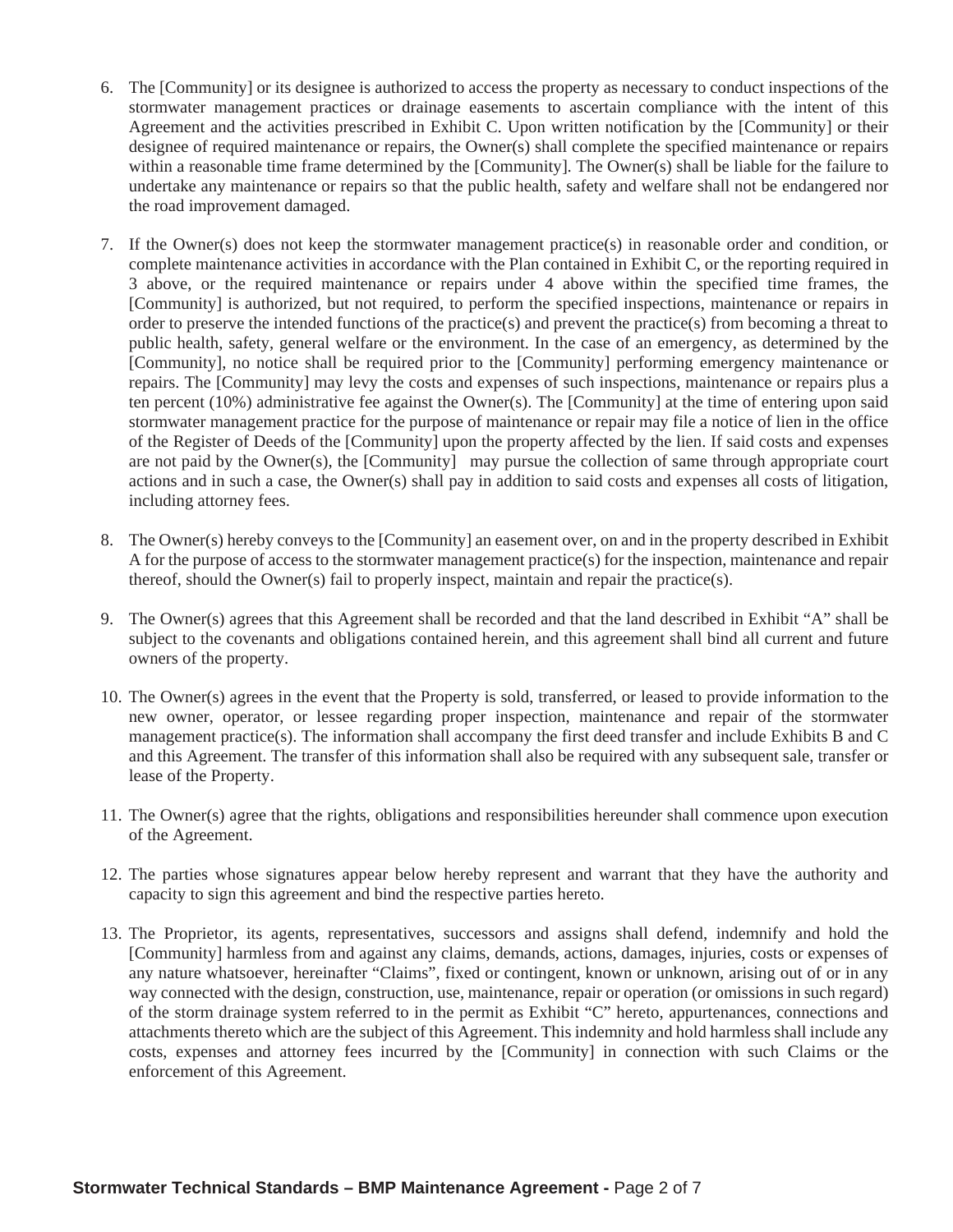6. The [Community] or its designee is authorized to access the property as necessary to conduct inspections of the stormwater management practices or drainage easements to ascertain compliance with the intent of this Agreement and the activities prescribed in Exhibit C. Upon written notification by the [Community] or their designee of required maintenance or repairs, the Owner(s) shall complete the specified maintenance or repairs within a reasonable time frame determined by the [Community]. The Owner(s) shall be liable for the failure to undertake any maintenance or repairs so that the public health, safety and welfare shall not be endangered nor the road improvement damaged.

7. If the Owner(s) does not keep the stormwater management practice(s) in reasonable order and condition, or complete maintenance activities in accordance with the Plan contained in Exhibit C, or the reporting required in 3 above, or the required maintenance or repairs under 4 above within the specified time frames, the [Community] is authorized, but not required, to perform the specified inspections, maintenance or repairs in order to preserve the intended functions of the practice(s) and prevent the practice(s) from becoming a threat to public health, safety, general welfare or the environment. In the case of an emergency, as determined by the [Community], no notice shall be required prior to the [Community] performing emergency maintenance or repairs. The [Community] may levy the costs and expenses of such inspections, maintenance or repairs plus a ten percent (10%) administrative fee against the Owner(s). The [Community] at the time of entering upon said stormwater management practice for the purpose of maintenance or repair may file a notice of lien in the office of the Register of Deeds of the [Community] upon the property affected by the lien. If said costs and expenses are not paid by the Owner(s), the [Community] may pursue the collection of same through appropriate court actions and in such a case, the Owner(s) shall pay in addition to said costs and expenses all costs of litigation, including attorney fees.

8. The Owner(s) hereby conveys to the [Community] an easement over, on and in the property described in Exhibit A for the purpose of access to the stormwater management practice(s) for the inspection, maintenance and repair thereof, should the Owner(s) fail to properly inspect, maintain and repair the practice(s).

9. The Owner(s) agrees that this Agreement shall be recorded and that the land described in Exhibit "A" shall be subject to the covenants and obligations contained herein, and this agreement shall bind all current and future owners of the property.

10. The Owner(s) agrees in the event that the Property is sold, transferred, or leased to provide information to the new owner, operator, or lessee regarding proper inspection, maintenance and repair of the stormwater management practice(s). The information shall accompany the first deed transfer and include Exhibits B and C and this Agreement. The transfer of this information shall also be required with any subsequent sale, transfer or lease of the Property.

11. The Owner(s) agree that the rights, obligations and responsibilities hereunder shall commence upon execution of the Agreement.

12. The parties whose signatures appear below hereby represent and warrant that they have the authority and capacity to sign this agreement and bind the respective parties hereto.

13. The Proprietor, its agents, representatives, successors and assigns shall defend, indemnify and hold the [Community] harmless from and against any claims, demands, actions, damages, injuries, costs or expenses of any nature whatsoever, hereinafter "Claims", fixed or contingent, known or unknown, arising out of or in any way connected with the design, construction, use, maintenance, repair or operation (or omissions in such regard) of the storm drainage system referred to in the permit as Exhibit "C" hereto, appurtenances, connections and attachments thereto which are the subject of this Agreement. This indemnity and hold harmless shall include any costs, expenses and attorney fees incurred by the [Community] in connection with such Claims or the enforcement of this Agreement.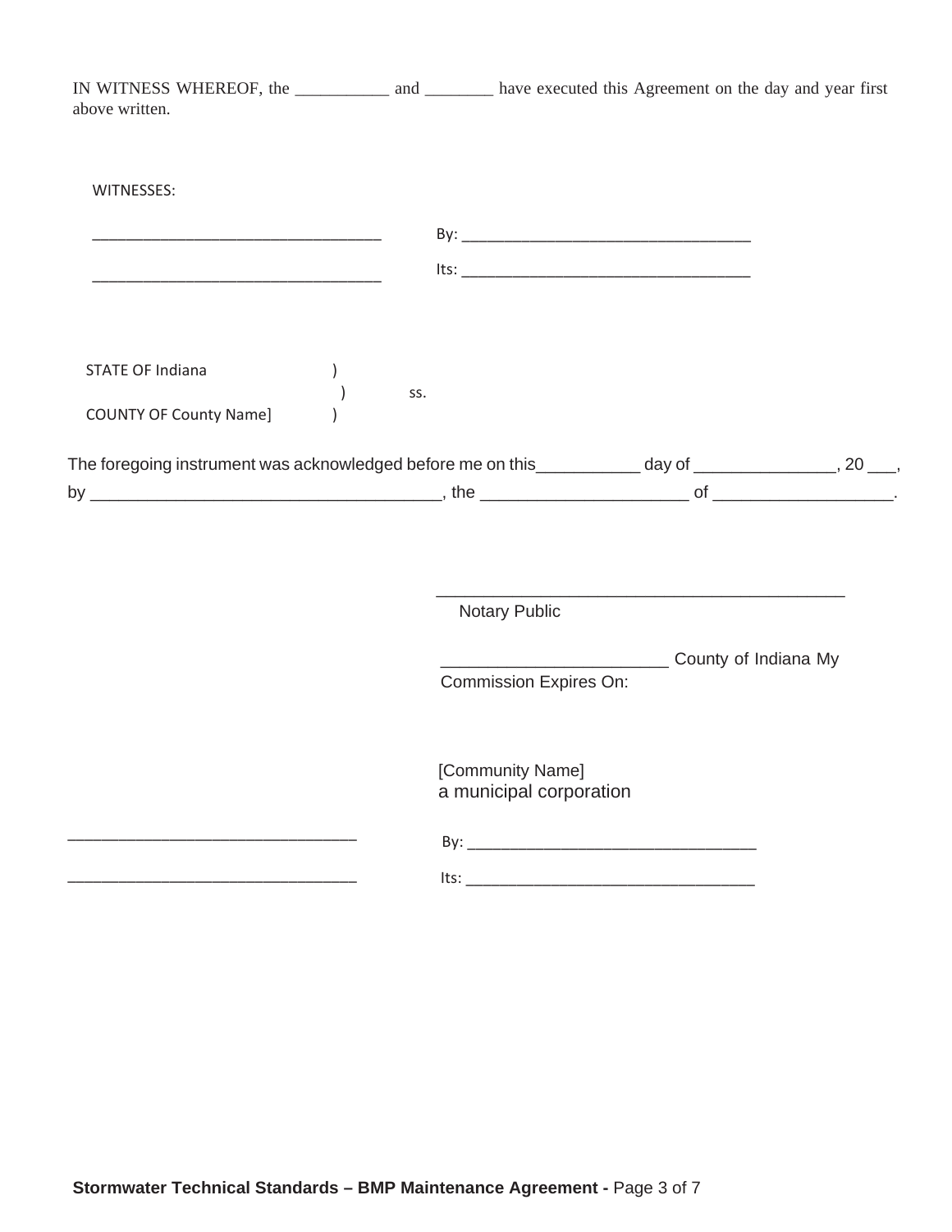IN WITNESS WHEREOF, the ___________ and ________ have executed this Agreement on the day and year first above written.

WITNESSES:

__________________________________ By: __________________________________

__________________________________ Its: __________________________________

STATE OF Indiana )
) ss.
COUNTY OF County Name] )

The foregoing instrument was acknowledged before me on this___________ day of _______________, 20 ___, by ____________________________________, the ______________________ of ___________________.

_____________________________________________
Notary Public

________________________ County of Indiana My Commission Expires On:

[Community Name]
a municipal corporation

__________________________________ By: _________________________________

__________________________________ Its: _________________________________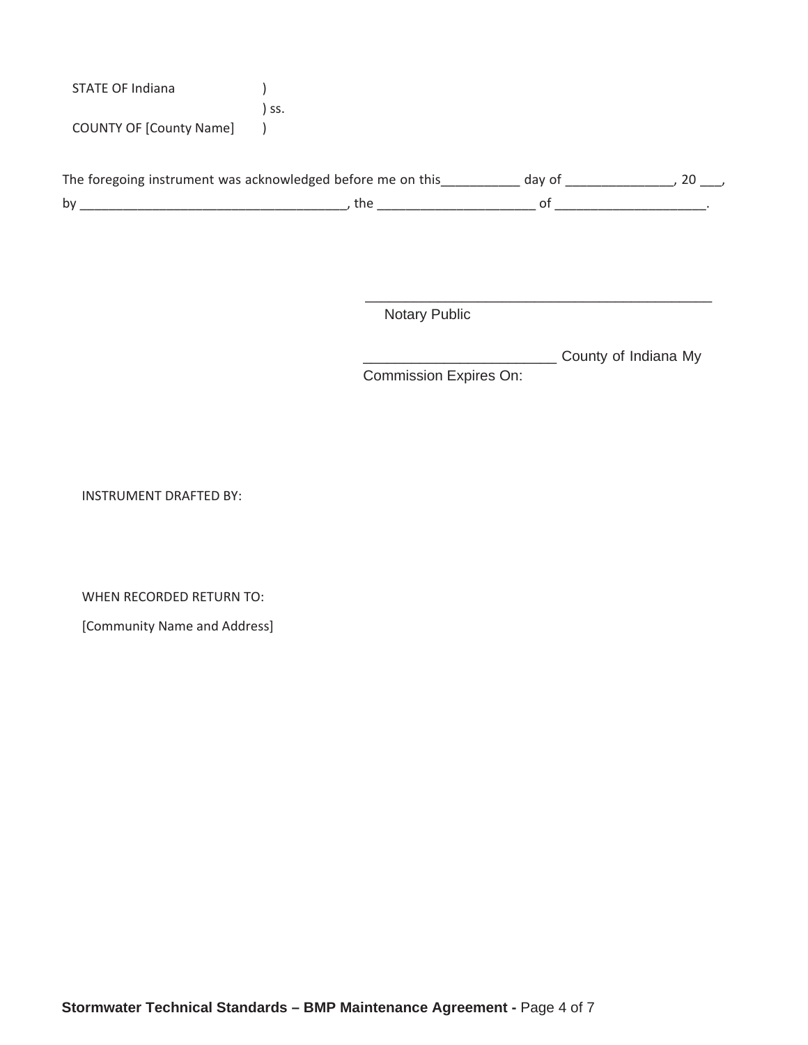STATE OF Indiana )
) ss.
COUNTY OF [County Name] )

The foregoing instrument was acknowledged before me on this___________ day of _______________, 20 ___, by ____________________________________, the ______________________ of _____________________.

_______________________________________________
Notary Public

_________________________ County of Indiana My Commission Expires On:

INSTRUMENT DRAFTED BY:

WHEN RECORDED RETURN TO:

[Community Name and Address]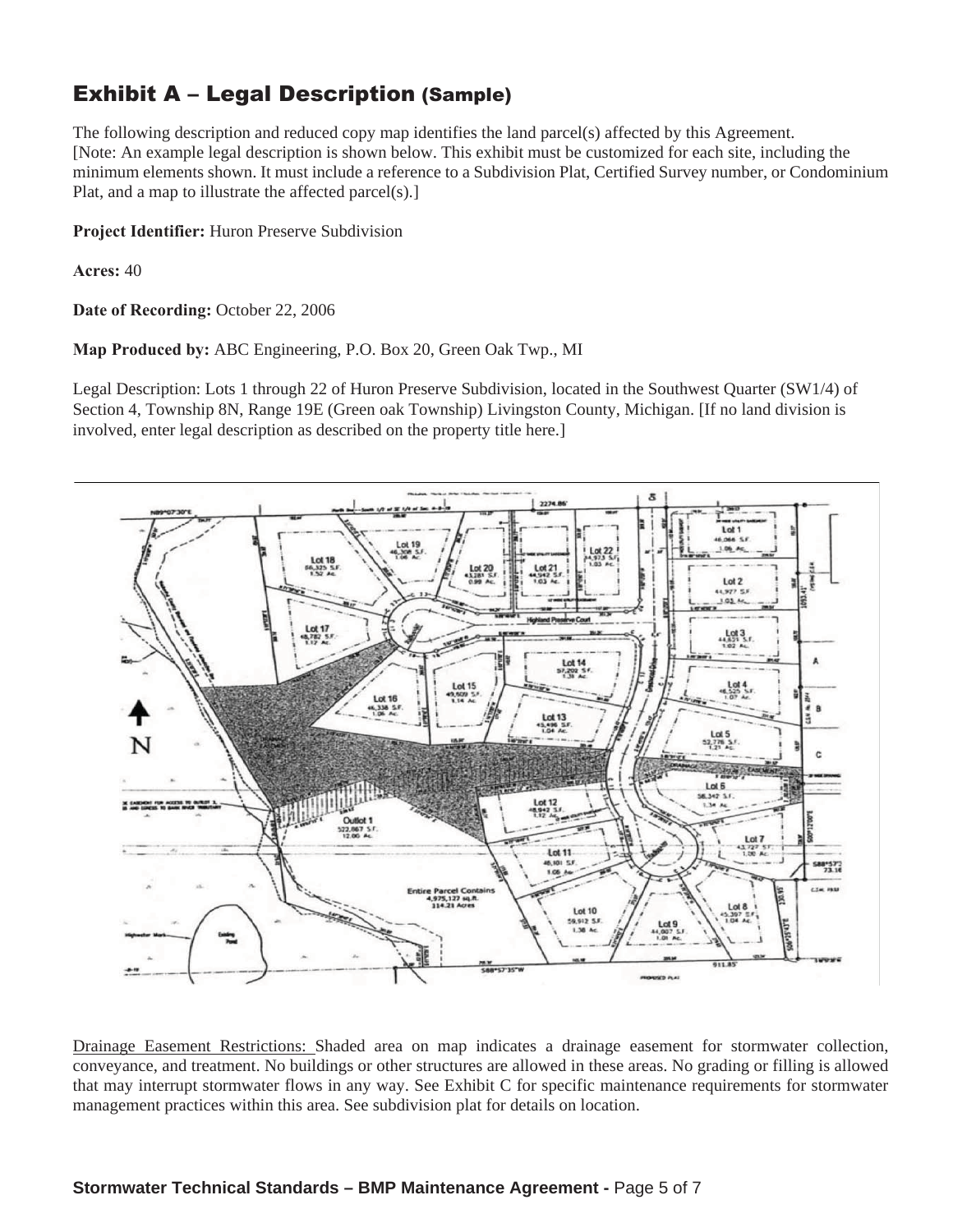## Exhibit A – Legal Description (Sample)

The following description and reduced copy map identifies the land parcel(s) affected by this Agreement. [Note: An example legal description is shown below. This exhibit must be customized for each site, including the minimum elements shown. It must include a reference to a Subdivision Plat, Certified Survey number, or Condominium Plat, and a map to illustrate the affected parcel(s).]

**Project Identifier:** Huron Preserve Subdivision

**Acres:** 40

**Date of Recording:** October 22, 2006

**Map Produced by:** ABC Engineering, P.O. Box 20, Green Oak Twp., MI

Legal Description: Lots 1 through 22 of Huron Preserve Subdivision, located in the Southwest Quarter (SW1/4) of Section 4, Township 8N, Range 19E (Green oak Township) Livingston County, Michigan. [If no land division is involved, enter legal description as described on the property title here.]

Drainage Easement Restrictions: Shaded area on map indicates a drainage easement for stormwater collection, conveyance, and treatment. No buildings or other structures are allowed in these areas. No grading or filling is allowed that may interrupt stormwater flows in any way. See Exhibit C for specific maintenance requirements for stormwater management practices within this area. See subdivision plat for details on location.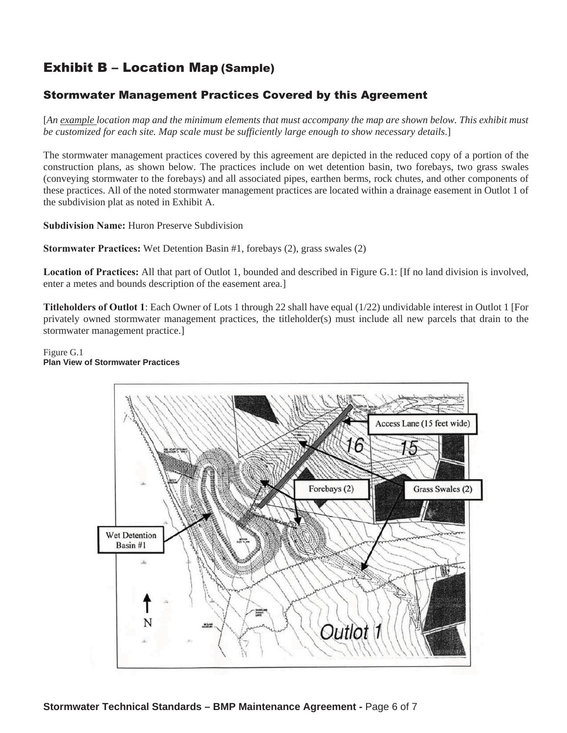# Exhibit B – Location Map (Sample)

## Stormwater Management Practices Covered by this Agreement

[*An example location map and the minimum elements that must accompany the map are shown below. This exhibit must be customized for each site. Map scale must be sufficiently large enough to show necessary details*.]

The stormwater management practices covered by this agreement are depicted in the reduced copy of a portion of the construction plans, as shown below. The practices include on wet detention basin, two forebays, two grass swales (conveying stormwater to the forebays) and all associated pipes, earthen berms, rock chutes, and other components of these practices. All of the noted stormwater management practices are located within a drainage easement in Outlot 1 of the subdivision plat as noted in Exhibit A.

**Subdivision Name:** Huron Preserve Subdivision

**Stormwater Practices:** Wet Detention Basin #1, forebays (2), grass swales (2)

**Location of Practices:** All that part of Outlot 1, bounded and described in Figure G.1: [If no land division is involved, enter a metes and bounds description of the easement area.]

**Titleholders of Outlot 1**: Each Owner of Lots 1 through 22 shall have equal (1/22) undividable interest in Outlot 1 [For privately owned stormwater management practices, the titleholder(s) must include all new parcels that drain to the stormwater management practice.]

Figure G.1
**Plan View of Stormwater Practices**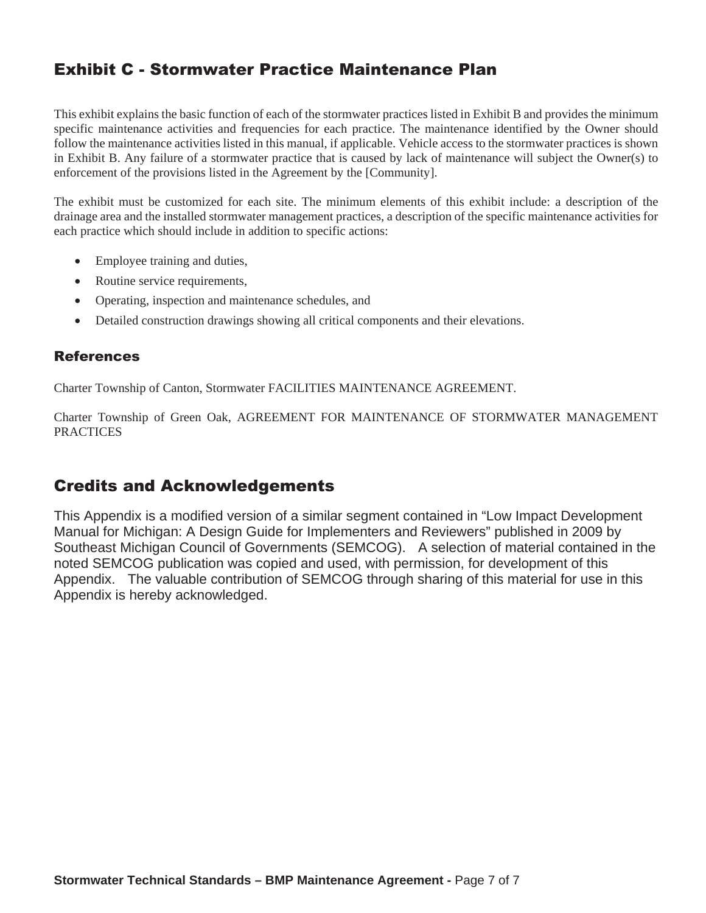## Exhibit C - Stormwater Practice Maintenance Plan

This exhibit explains the basic function of each of the stormwater practices listed in Exhibit B and provides the minimum specific maintenance activities and frequencies for each practice. The maintenance identified by the Owner should follow the maintenance activities listed in this manual, if applicable. Vehicle access to the stormwater practices is shown in Exhibit B. Any failure of a stormwater practice that is caused by lack of maintenance will subject the Owner(s) to enforcement of the provisions listed in the Agreement by the [Community].

The exhibit must be customized for each site. The minimum elements of this exhibit include: a description of the drainage area and the installed stormwater management practices, a description of the specific maintenance activities for each practice which should include in addition to specific actions:

- Employee training and duties,
- Routine service requirements,
- Operating, inspection and maintenance schedules, and
- Detailed construction drawings showing all critical components and their elevations.

### References

Charter Township of Canton, Stormwater FACILITIES MAINTENANCE AGREEMENT.

Charter Township of Green Oak, AGREEMENT FOR MAINTENANCE OF STORMWATER MANAGEMENT PRACTICES

## Credits and Acknowledgements

This Appendix is a modified version of a similar segment contained in "Low Impact Development Manual for Michigan: A Design Guide for Implementers and Reviewers" published in 2009 by Southeast Michigan Council of Governments (SEMCOG). A selection of material contained in the noted SEMCOG publication was copied and used, with permission, for development of this Appendix. The valuable contribution of SEMCOG through sharing of this material for use in this Appendix is hereby acknowledged.